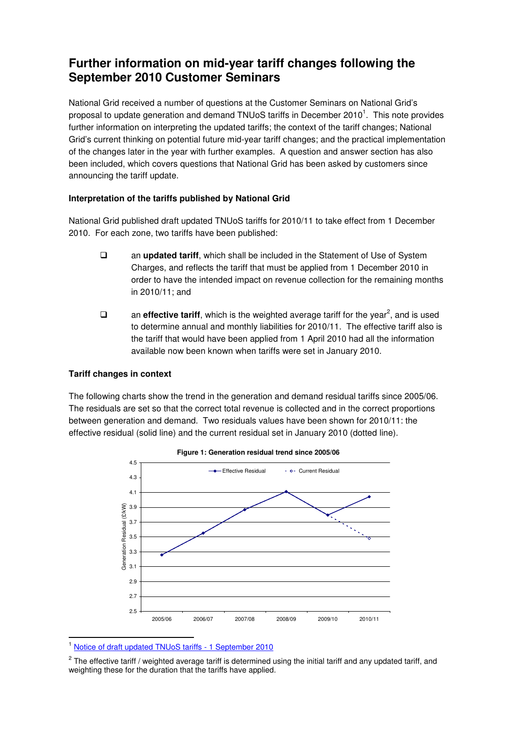# Further information on mid-year tariff changes following the September 2010 Customer Seminars

National Grid received a number of questions at the Customer Seminars on National Grid's proposal to update generation and demand TNUoS tariffs in December 2010[1]. This note provides further information on interpreting the updated tariffs; the context of the tariff changes; National Grid's current thinking on potential future mid-year tariff changes; and the practical implementation of the changes later in the year with further examples. A question and answer section has also been included, which covers questions that National Grid has been asked by customers since announcing the tariff update.

**Interpretation of the tariffs published by National Grid**

National Grid published draft updated TNUoS tariffs for 2010/11 to take effect from 1 December 2010. For each zone, two tariffs have been published:

- an **updated tariff**, which shall be included in the Statement of Use of System Charges, and reflects the tariff that must be applied from 1 December 2010 in order to have the intended impact on revenue collection for the remaining months in 2010/11; and
- an **effective tariff**, which is the weighted average tariff for the year[2], and is used to determine annual and monthly liabilities for 2010/11. The effective tariff also is the tariff that would have been applied from 1 April 2010 had all the information available now been known when tariffs were set in January 2010.

**Tariff changes in context**

The following charts show the trend in the generation and demand residual tariffs since 2005/06. The residuals are set so that the correct total revenue is collected and in the correct proportions between generation and demand. Two residuals values have been shown for 2010/11: the effective residual (solid line) and the current residual set in January 2010 (dotted line).

**Figure 1: Generation residual trend since 2005/06**

[1] Notice of draft updated TNUoS tariffs - 1 September 2010

[2] The effective tariff / weighted average tariff is determined using the initial tariff and any updated tariff, and weighting these for the duration that the tariffs have applied.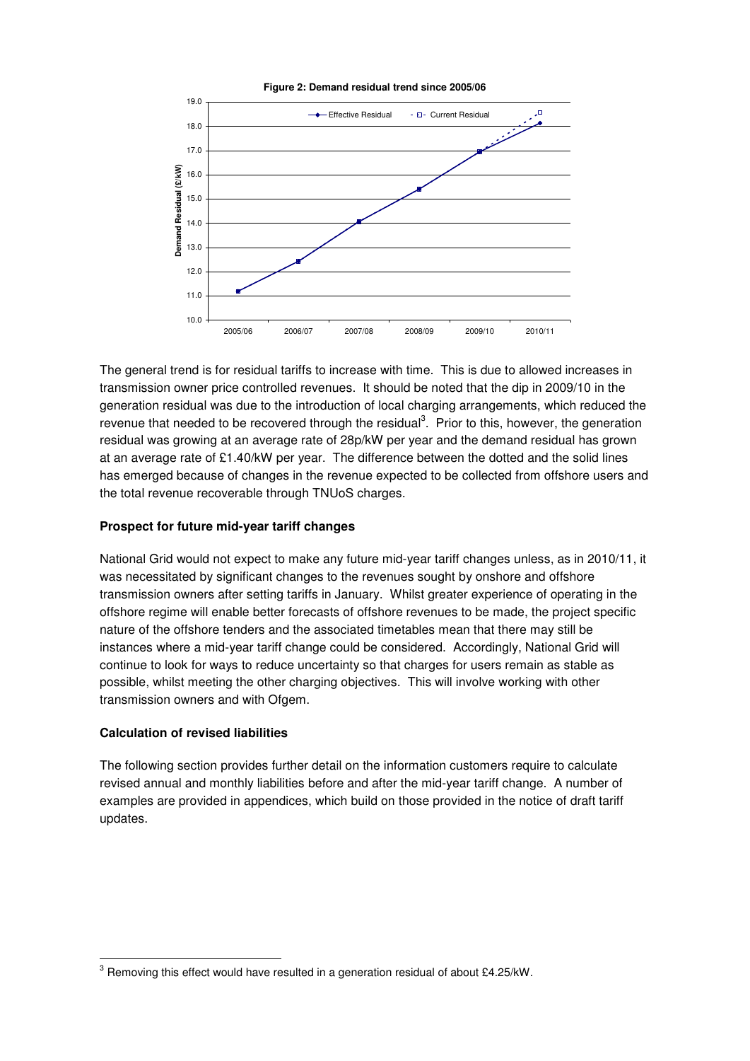**Figure 2: Demand residual trend since 2005/06**

The general trend is for residual tariffs to increase with time. This is due to allowed increases in transmission owner price controlled revenues. It should be noted that the dip in 2009/10 in the generation residual was due to the introduction of local charging arrangements, which reduced the revenue that needed to be recovered through the residual[3]. Prior to this, however, the generation residual was growing at an average rate of 28p/kW per year and the demand residual has grown at an average rate of £1.40/kW per year. The difference between the dotted and the solid lines has emerged because of changes in the revenue expected to be collected from offshore users and the total revenue recoverable through TNUoS charges.

### Prospect for future mid-year tariff changes

National Grid would not expect to make any future mid-year tariff changes unless, as in 2010/11, it was necessitated by significant changes to the revenues sought by onshore and offshore transmission owners after setting tariffs in January. Whilst greater experience of operating in the offshore regime will enable better forecasts of offshore revenues to be made, the project specific nature of the offshore tenders and the associated timetables mean that there may still be instances where a mid-year tariff change could be considered. Accordingly, National Grid will continue to look for ways to reduce uncertainty so that charges for users remain as stable as possible, whilst meeting the other charging objectives. This will involve working with other transmission owners and with Ofgem.

### Calculation of revised liabilities

The following section provides further detail on the information customers require to calculate revised annual and monthly liabilities before and after the mid-year tariff change. A number of examples are provided in appendices, which build on those provided in the notice of draft tariff updates.

[3] Removing this effect would have resulted in a generation residual of about £4.25/kW.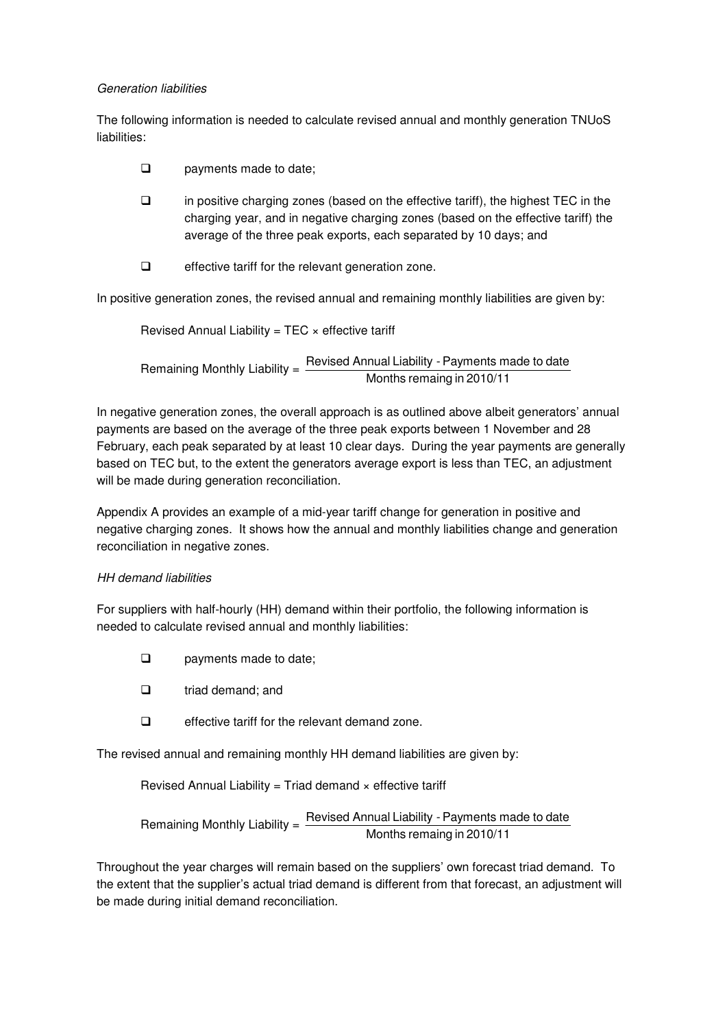*Generation liabilities*

The following information is needed to calculate revised annual and monthly generation TNUoS liabilities:

- payments made to date;
- in positive charging zones (based on the effective tariff), the highest TEC in the charging year, and in negative charging zones (based on the effective tariff) the average of the three peak exports, each separated by 10 days; and
- effective tariff for the relevant generation zone.

In positive generation zones, the revised annual and remaining monthly liabilities are given by:

$$\text{Revised Annual Liability} = \text{TEC} \times \text{effective tariff}$$

$$\text{Remaining Monthly Liability} = \frac{\text{Revised Annual Liability - Payments made to date}}{\text{Months remaing in 2010/11}}$$

In negative generation zones, the overall approach is as outlined above albeit generators' annual payments are based on the average of the three peak exports between 1 November and 28 February, each peak separated by at least 10 clear days. During the year payments are generally based on TEC but, to the extent the generators average export is less than TEC, an adjustment will be made during generation reconciliation.

Appendix A provides an example of a mid-year tariff change for generation in positive and negative charging zones. It shows how the annual and monthly liabilities change and generation reconciliation in negative zones.

*HH demand liabilities*

For suppliers with half-hourly (HH) demand within their portfolio, the following information is needed to calculate revised annual and monthly liabilities:

- payments made to date;
- triad demand; and
- effective tariff for the relevant demand zone.

The revised annual and remaining monthly HH demand liabilities are given by:

$$\text{Revised Annual Liability} = \text{Triad demand} \times \text{effective tariff}$$

$$\text{Remaining Monthly Liability} = \frac{\text{Revised Annual Liability - Payments made to date}}{\text{Months remaing in 2010/11}}$$

Throughout the year charges will remain based on the suppliers' own forecast triad demand. To the extent that the supplier's actual triad demand is different from that forecast, an adjustment will be made during initial demand reconciliation.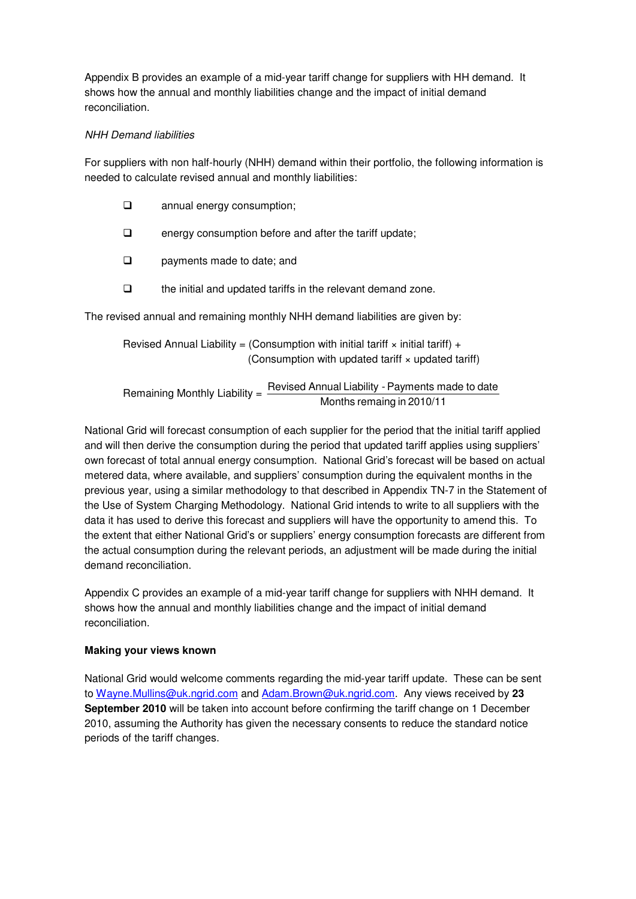Appendix B provides an example of a mid-year tariff change for suppliers with HH demand. It shows how the annual and monthly liabilities change and the impact of initial demand reconciliation.

*NHH Demand liabilities*

For suppliers with non half-hourly (NHH) demand within their portfolio, the following information is needed to calculate revised annual and monthly liabilities:

- annual energy consumption;
- energy consumption before and after the tariff update;
- payments made to date; and
- the initial and updated tariffs in the relevant demand zone.

The revised annual and remaining monthly NHH demand liabilities are given by:

$$\text{Revised Annual Liability} = (\text{Consumption with initial tariff} \times \text{initial tariff}) + (\text{Consumption with updated tariff} \times \text{updated tariff})$$

$$\text{Remaining Monthly Liability} = \frac{\text{Revised Annual Liability - Payments made to date}}{\text{Months remaing in 2010/11}}$$

National Grid will forecast consumption of each supplier for the period that the initial tariff applied and will then derive the consumption during the period that updated tariff applies using suppliers' own forecast of total annual energy consumption. National Grid's forecast will be based on actual metered data, where available, and suppliers' consumption during the equivalent months in the previous year, using a similar methodology to that described in Appendix TN-7 in the Statement of the Use of System Charging Methodology. National Grid intends to write to all suppliers with the data it has used to derive this forecast and suppliers will have the opportunity to amend this. To the extent that either National Grid's or suppliers' energy consumption forecasts are different from the actual consumption during the relevant periods, an adjustment will be made during the initial demand reconciliation.

Appendix C provides an example of a mid-year tariff change for suppliers with NHH demand. It shows how the annual and monthly liabilities change and the impact of initial demand reconciliation.

**Making your views known**

National Grid would welcome comments regarding the mid-year tariff update. These can be sent to Wayne.Mullins@uk.ngrid.com and Adam.Brown@uk.ngrid.com. Any views received by **23 September 2010** will be taken into account before confirming the tariff change on 1 December 2010, assuming the Authority has given the necessary consents to reduce the standard notice periods of the tariff changes.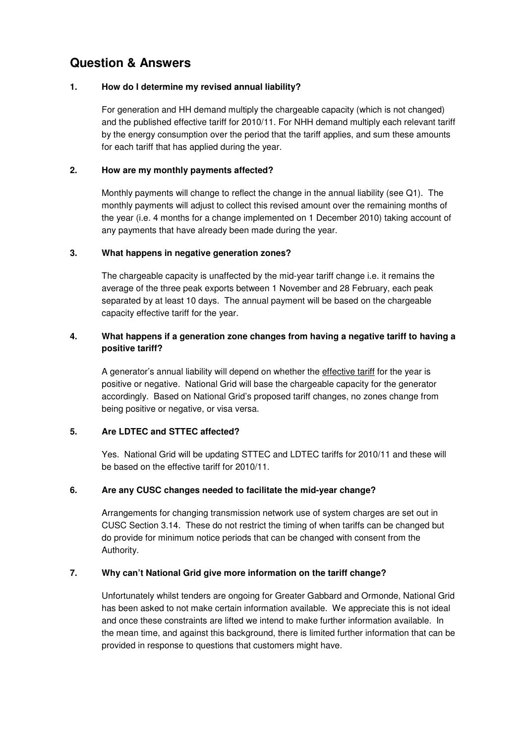## Question & Answers

**1. How do I determine my revised annual liability?**

For generation and HH demand multiply the chargeable capacity (which is not changed) and the published effective tariff for 2010/11. For NHH demand multiply each relevant tariff by the energy consumption over the period that the tariff applies, and sum these amounts for each tariff that has applied during the year.

**2. How are my monthly payments affected?**

Monthly payments will change to reflect the change in the annual liability (see Q1). The monthly payments will adjust to collect this revised amount over the remaining months of the year (i.e. 4 months for a change implemented on 1 December 2010) taking account of any payments that have already been made during the year.

**3. What happens in negative generation zones?**

The chargeable capacity is unaffected by the mid-year tariff change i.e. it remains the average of the three peak exports between 1 November and 28 February, each peak separated by at least 10 days. The annual payment will be based on the chargeable capacity effective tariff for the year.

**4. What happens if a generation zone changes from having a negative tariff to having a positive tariff?**

A generator's annual liability will depend on whether the effective tariff for the year is positive or negative. National Grid will base the chargeable capacity for the generator accordingly. Based on National Grid's proposed tariff changes, no zones change from being positive or negative, or visa versa.

**5. Are LDTEC and STTEC affected?**

Yes. National Grid will be updating STTEC and LDTEC tariffs for 2010/11 and these will be based on the effective tariff for 2010/11.

**6. Are any CUSC changes needed to facilitate the mid-year change?**

Arrangements for changing transmission network use of system charges are set out in CUSC Section 3.14. These do not restrict the timing of when tariffs can be changed but do provide for minimum notice periods that can be changed with consent from the Authority.

**7. Why can't National Grid give more information on the tariff change?**

Unfortunately whilst tenders are ongoing for Greater Gabbard and Ormonde, National Grid has been asked to not make certain information available. We appreciate this is not ideal and once these constraints are lifted we intend to make further information available. In the mean time, and against this background, there is limited further information that can be provided in response to questions that customers might have.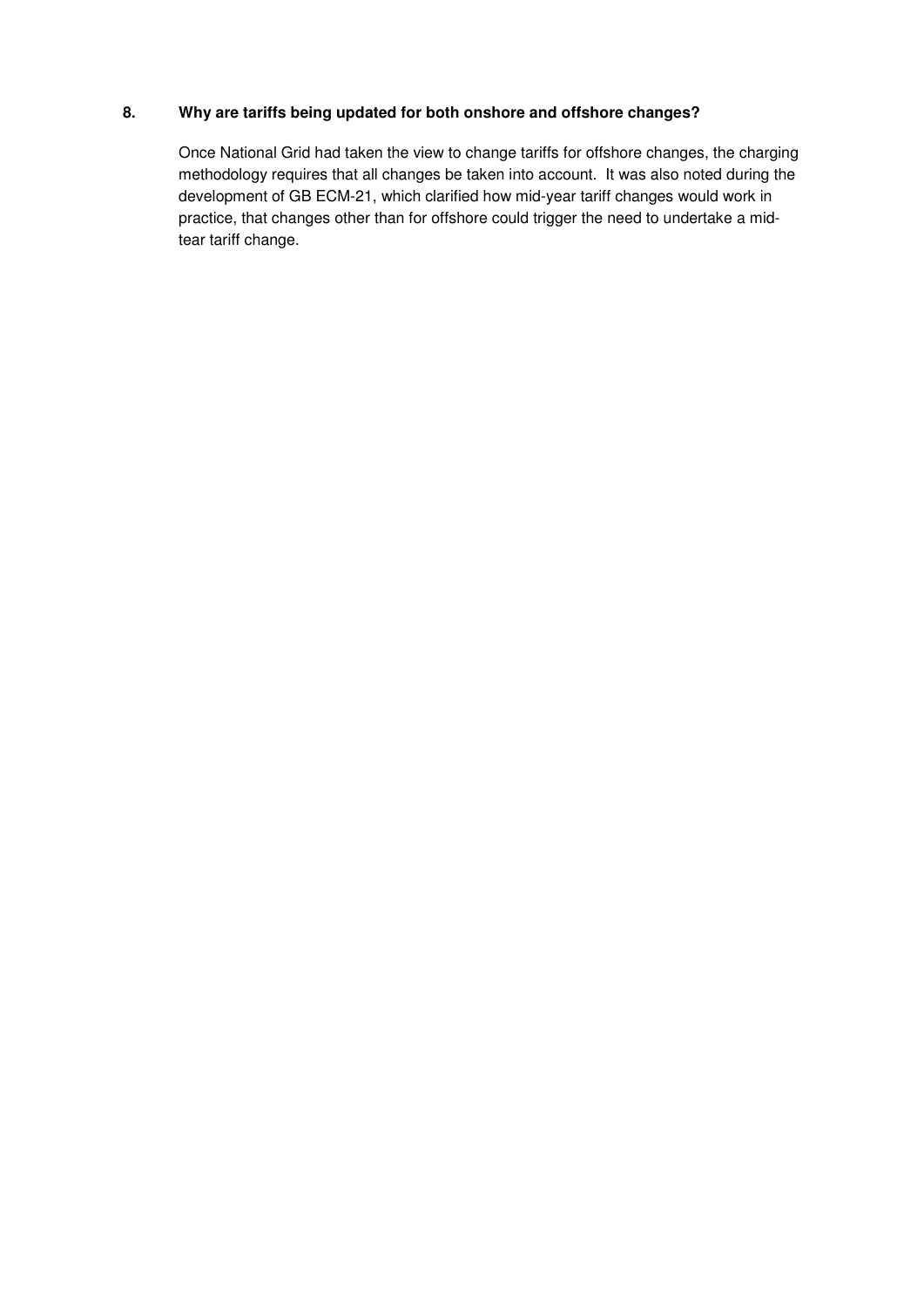**8. Why are tariffs being updated for both onshore and offshore changes?**

Once National Grid had taken the view to change tariffs for offshore changes, the charging methodology requires that all changes be taken into account. It was also noted during the development of GB ECM-21, which clarified how mid-year tariff changes would work in practice, that changes other than for offshore could trigger the need to undertake a mid-tear tariff change.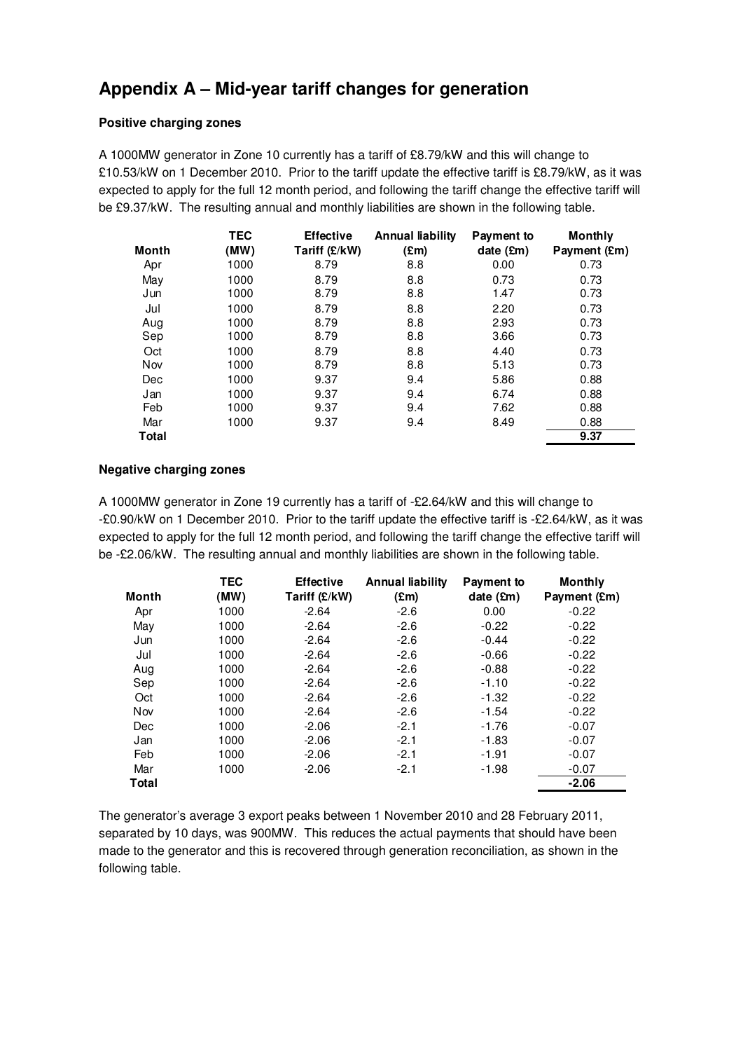# Appendix A – Mid-year tariff changes for generation

**Positive charging zones**

A 1000MW generator in Zone 10 currently has a tariff of £8.79/kW and this will change to £10.53/kW on 1 December 2010. Prior to the tariff update the effective tariff is £8.79/kW, as it was expected to apply for the full 12 month period, and following the tariff change the effective tariff will be £9.37/kW. The resulting annual and monthly liabilities are shown in the following table.

| Month | TEC (MW) | Effective Tariff (£/kW) | Annual liability (£m) | Payment to date (£m) | Monthly Payment (£m) |
|---|---|---|---|---|---|
| Apr | 1000 | 8.79 | 8.8 | 0.00 | 0.73 |
| May | 1000 | 8.79 | 8.8 | 0.73 | 0.73 |
| Jun | 1000 | 8.79 | 8.8 | 1.47 | 0.73 |
| Jul | 1000 | 8.79 | 8.8 | 2.20 | 0.73 |
| Aug | 1000 | 8.79 | 8.8 | 2.93 | 0.73 |
| Sep | 1000 | 8.79 | 8.8 | 3.66 | 0.73 |
| Oct | 1000 | 8.79 | 8.8 | 4.40 | 0.73 |
| Nov | 1000 | 8.79 | 8.8 | 5.13 | 0.73 |
| Dec | 1000 | 9.37 | 9.4 | 5.86 | 0.88 |
| Jan | 1000 | 9.37 | 9.4 | 6.74 | 0.88 |
| Feb | 1000 | 9.37 | 9.4 | 7.62 | 0.88 |
| Mar | 1000 | 9.37 | 9.4 | 8.49 | 0.88 |
| **Total** | | | | | **9.37** |

**Negative charging zones**

A 1000MW generator in Zone 19 currently has a tariff of -£2.64/kW and this will change to -£0.90/kW on 1 December 2010. Prior to the tariff update the effective tariff is -£2.64/kW, as it was expected to apply for the full 12 month period, and following the tariff change the effective tariff will be -£2.06/kW. The resulting annual and monthly liabilities are shown in the following table.

| Month | TEC (MW) | Effective Tariff (£/kW) | Annual liability (£m) | Payment to date (£m) | Monthly Payment (£m) |
|---|---|---|---|---|---|
| Apr | 1000 | -2.64 | -2.6 | 0.00 | -0.22 |
| May | 1000 | -2.64 | -2.6 | -0.22 | -0.22 |
| Jun | 1000 | -2.64 | -2.6 | -0.44 | -0.22 |
| Jul | 1000 | -2.64 | -2.6 | -0.66 | -0.22 |
| Aug | 1000 | -2.64 | -2.6 | -0.88 | -0.22 |
| Sep | 1000 | -2.64 | -2.6 | -1.10 | -0.22 |
| Oct | 1000 | -2.64 | -2.6 | -1.32 | -0.22 |
| Nov | 1000 | -2.64 | -2.6 | -1.54 | -0.22 |
| Dec | 1000 | -2.06 | -2.1 | -1.76 | -0.07 |
| Jan | 1000 | -2.06 | -2.1 | -1.83 | -0.07 |
| Feb | 1000 | -2.06 | -2.1 | -1.91 | -0.07 |
| Mar | 1000 | -2.06 | -2.1 | -1.98 | -0.07 |
| **Total** | | | | | **-2.06** |

The generator's average 3 export peaks between 1 November 2010 and 28 February 2011, separated by 10 days, was 900MW. This reduces the actual payments that should have been made to the generator and this is recovered through generation reconciliation, as shown in the following table.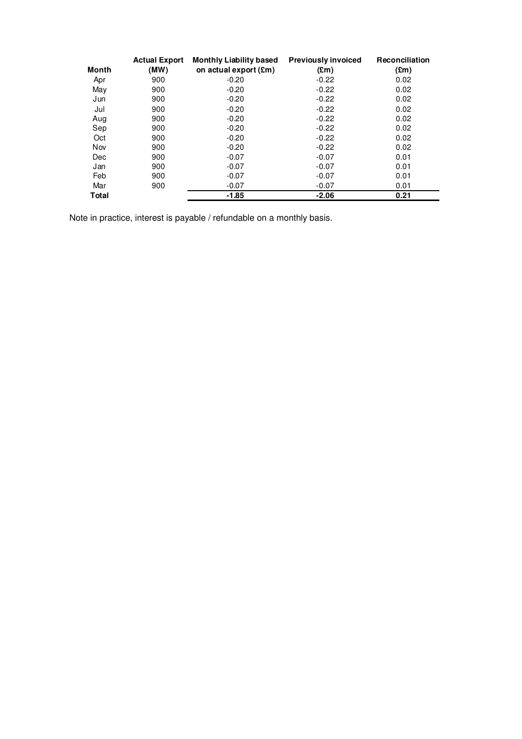| Month | Actual Export (MW) | Monthly Liability based on actual export (£m) | Previously invoiced (£m) | Reconciliation (£m) |
|---|---|---|---|---|
| Apr | 900 | -0.20 | -0.22 | 0.02 |
| May | 900 | -0.20 | -0.22 | 0.02 |
| Jun | 900 | -0.20 | -0.22 | 0.02 |
| Jul | 900 | -0.20 | -0.22 | 0.02 |
| Aug | 900 | -0.20 | -0.22 | 0.02 |
| Sep | 900 | -0.20 | -0.22 | 0.02 |
| Oct | 900 | -0.20 | -0.22 | 0.02 |
| Nov | 900 | -0.20 | -0.22 | 0.02 |
| Dec | 900 | -0.07 | -0.07 | 0.01 |
| Jan | 900 | -0.07 | -0.07 | 0.01 |
| Feb | 900 | -0.07 | -0.07 | 0.01 |
| Mar | 900 | -0.07 | -0.07 | 0.01 |
| **Total** | | **-1.85** | **-2.06** | **0.21** |

Note in practice, interest is payable / refundable on a monthly basis.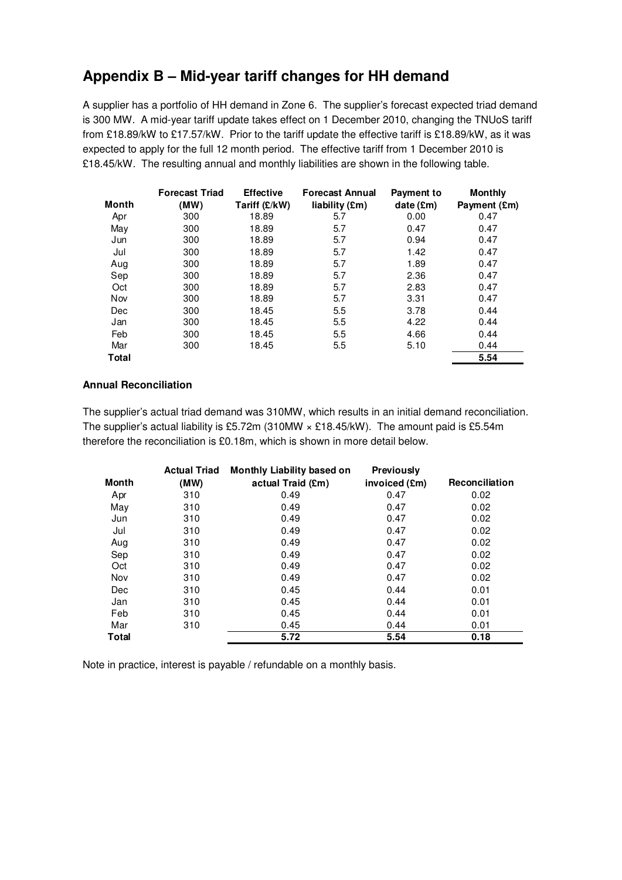## Appendix B – Mid-year tariff changes for HH demand

A supplier has a portfolio of HH demand in Zone 6. The supplier's forecast expected triad demand is 300 MW. A mid-year tariff update takes effect on 1 December 2010, changing the TNUoS tariff from £18.89/kW to £17.57/kW. Prior to the tariff update the effective tariff is £18.89/kW, as it was expected to apply for the full 12 month period. The effective tariff from 1 December 2010 is £18.45/kW. The resulting annual and monthly liabilities are shown in the following table.

| Month | Forecast Triad (MW) | Effective Tariff (£/kW) | Forecast Annual liability (£m) | Payment to date (£m) | Monthly Payment (£m) |
|---|---|---|---|---|---|
| Apr | 300 | 18.89 | 5.7 | 0.00 | 0.47 |
| May | 300 | 18.89 | 5.7 | 0.47 | 0.47 |
| Jun | 300 | 18.89 | 5.7 | 0.94 | 0.47 |
| Jul | 300 | 18.89 | 5.7 | 1.42 | 0.47 |
| Aug | 300 | 18.89 | 5.7 | 1.89 | 0.47 |
| Sep | 300 | 18.89 | 5.7 | 2.36 | 0.47 |
| Oct | 300 | 18.89 | 5.7 | 2.83 | 0.47 |
| Nov | 300 | 18.89 | 5.7 | 3.31 | 0.47 |
| Dec | 300 | 18.45 | 5.5 | 3.78 | 0.44 |
| Jan | 300 | 18.45 | 5.5 | 4.22 | 0.44 |
| Feb | 300 | 18.45 | 5.5 | 4.66 | 0.44 |
| Mar | 300 | 18.45 | 5.5 | 5.10 | 0.44 |
| **Total** | | | | | **5.54** |

**Annual Reconciliation**

The supplier's actual triad demand was 310MW, which results in an initial demand reconciliation. The supplier's actual liability is £5.72m (310MW × £18.45/kW). The amount paid is £5.54m therefore the reconciliation is £0.18m, which is shown in more detail below.

| Month | Actual Triad (MW) | Monthly Liability based on actual Traid (£m) | Previously invoiced (£m) | Reconciliation |
|---|---|---|---|---|
| Apr | 310 | 0.49 | 0.47 | 0.02 |
| May | 310 | 0.49 | 0.47 | 0.02 |
| Jun | 310 | 0.49 | 0.47 | 0.02 |
| Jul | 310 | 0.49 | 0.47 | 0.02 |
| Aug | 310 | 0.49 | 0.47 | 0.02 |
| Sep | 310 | 0.49 | 0.47 | 0.02 |
| Oct | 310 | 0.49 | 0.47 | 0.02 |
| Nov | 310 | 0.49 | 0.47 | 0.02 |
| Dec | 310 | 0.45 | 0.44 | 0.01 |
| Jan | 310 | 0.45 | 0.44 | 0.01 |
| Feb | 310 | 0.45 | 0.44 | 0.01 |
| Mar | 310 | 0.45 | 0.44 | 0.01 |
| **Total** | | **5.72** | **5.54** | **0.18** |

Note in practice, interest is payable / refundable on a monthly basis.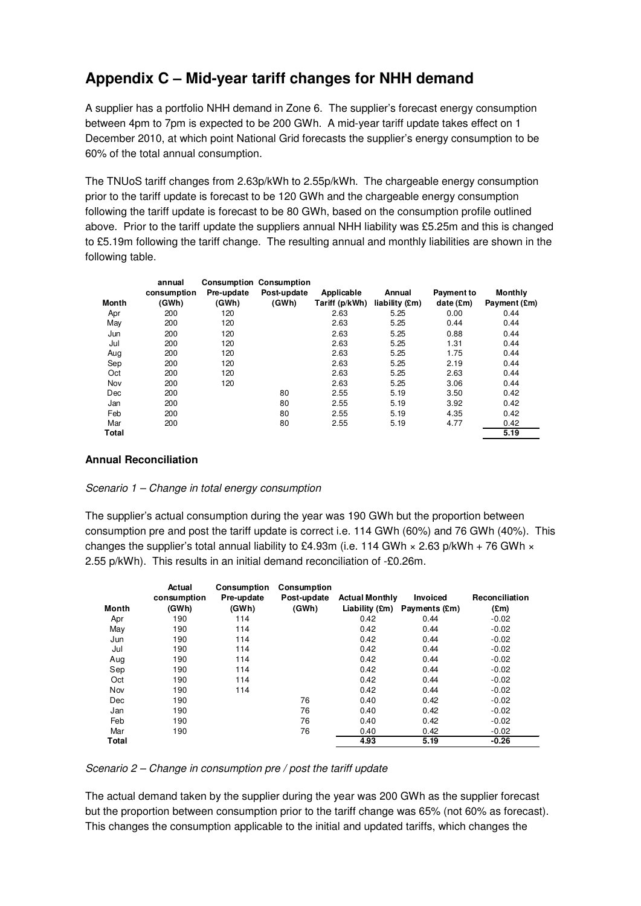## Appendix C – Mid-year tariff changes for NHH demand

A supplier has a portfolio NHH demand in Zone 6. The supplier's forecast energy consumption between 4pm to 7pm is expected to be 200 GWh. A mid-year tariff update takes effect on 1 December 2010, at which point National Grid forecasts the supplier's energy consumption to be 60% of the total annual consumption.

The TNUoS tariff changes from 2.63p/kWh to 2.55p/kWh. The chargeable energy consumption prior to the tariff update is forecast to be 120 GWh and the chargeable energy consumption following the tariff update is forecast to be 80 GWh, based on the consumption profile outlined above. Prior to the tariff update the suppliers annual NHH liability was £5.25m and this is changed to £5.19m following the tariff change. The resulting annual and monthly liabilities are shown in the following table.

| Month | annual consumption (GWh) | Consumption Pre-update (GWh) | Consumption Post-update (GWh) | Applicable Tariff (p/kWh) | Annual liability (£m) | Payment to date (£m) | Monthly Payment (£m) |
|---|---|---|---|---|---|---|---|
| Apr | 200 | 120 | | 2.63 | 5.25 | 0.00 | 0.44 |
| May | 200 | 120 | | 2.63 | 5.25 | 0.44 | 0.44 |
| Jun | 200 | 120 | | 2.63 | 5.25 | 0.88 | 0.44 |
| Jul | 200 | 120 | | 2.63 | 5.25 | 1.31 | 0.44 |
| Aug | 200 | 120 | | 2.63 | 5.25 | 1.75 | 0.44 |
| Sep | 200 | 120 | | 2.63 | 5.25 | 2.19 | 0.44 |
| Oct | 200 | 120 | | 2.63 | 5.25 | 2.63 | 0.44 |
| Nov | 200 | 120 | | 2.63 | 5.25 | 3.06 | 0.44 |
| Dec | 200 | | 80 | 2.55 | 5.19 | 3.50 | 0.42 |
| Jan | 200 | | 80 | 2.55 | 5.19 | 3.92 | 0.42 |
| Feb | 200 | | 80 | 2.55 | 5.19 | 4.35 | 0.42 |
| Mar | 200 | | 80 | 2.55 | 5.19 | 4.77 | 0.42 |
| **Total** | | | | | | | **5.19** |

**Annual Reconciliation**

*Scenario 1 – Change in total energy consumption*

The supplier's actual consumption during the year was 190 GWh but the proportion between consumption pre and post the tariff update is correct i.e. 114 GWh (60%) and 76 GWh (40%). This changes the supplier's total annual liability to £4.93m (i.e. 114 GWh × 2.63 p/kWh + 76 GWh × 2.55 p/kWh). This results in an initial demand reconciliation of -£0.26m.

| Month | Actual consumption (GWh) | Consumption Pre-update (GWh) | Consumption Post-update (GWh) | Actual Monthly Liability (£m) | Invoiced Payments (£m) | Reconciliation (£m) |
|---|---|---|---|---|---|---|
| Apr | 190 | 114 | | 0.42 | 0.44 | -0.02 |
| May | 190 | 114 | | 0.42 | 0.44 | -0.02 |
| Jun | 190 | 114 | | 0.42 | 0.44 | -0.02 |
| Jul | 190 | 114 | | 0.42 | 0.44 | -0.02 |
| Aug | 190 | 114 | | 0.42 | 0.44 | -0.02 |
| Sep | 190 | 114 | | 0.42 | 0.44 | -0.02 |
| Oct | 190 | 114 | | 0.42 | 0.44 | -0.02 |
| Nov | 190 | 114 | | 0.42 | 0.44 | -0.02 |
| Dec | 190 | | 76 | 0.40 | 0.42 | -0.02 |
| Jan | 190 | | 76 | 0.40 | 0.42 | -0.02 |
| Feb | 190 | | 76 | 0.40 | 0.42 | -0.02 |
| Mar | 190 | | 76 | 0.40 | 0.42 | -0.02 |
| **Total** | | | | **4.93** | **5.19** | **-0.26** |

*Scenario 2 – Change in consumption pre / post the tariff update*

The actual demand taken by the supplier during the year was 200 GWh as the supplier forecast but the proportion between consumption prior to the tariff change was 65% (not 60% as forecast). This changes the consumption applicable to the initial and updated tariffs, which changes the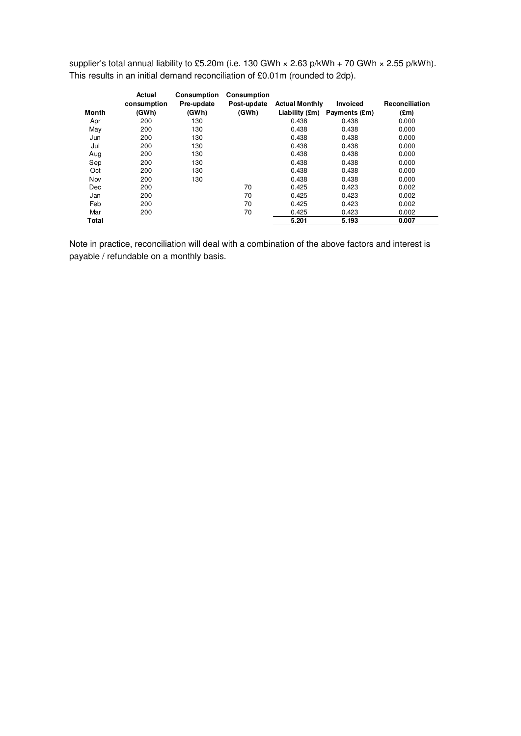supplier's total annual liability to £5.20m (i.e. 130 GWh × 2.63 p/kWh + 70 GWh × 2.55 p/kWh). This results in an initial demand reconciliation of £0.01m (rounded to 2dp).

| Month | Actual consumption (GWh) | Consumption Pre-update (GWh) | Consumption Post-update (GWh) | Actual Monthly Liability (£m) | Invoiced Payments (£m) | Reconciliation (£m) |
|---|---|---|---|---|---|---|
| Apr | 200 | 130 | | 0.438 | 0.438 | 0.000 |
| May | 200 | 130 | | 0.438 | 0.438 | 0.000 |
| Jun | 200 | 130 | | 0.438 | 0.438 | 0.000 |
| Jul | 200 | 130 | | 0.438 | 0.438 | 0.000 |
| Aug | 200 | 130 | | 0.438 | 0.438 | 0.000 |
| Sep | 200 | 130 | | 0.438 | 0.438 | 0.000 |
| Oct | 200 | 130 | | 0.438 | 0.438 | 0.000 |
| Nov | 200 | 130 | | 0.438 | 0.438 | 0.000 |
| Dec | 200 | | 70 | 0.425 | 0.423 | 0.002 |
| Jan | 200 | | 70 | 0.425 | 0.423 | 0.002 |
| Feb | 200 | | 70 | 0.425 | 0.423 | 0.002 |
| Mar | 200 | | 70 | 0.425 | 0.423 | 0.002 |
| **Total** | | | | **5.201** | **5.193** | **0.007** |

Note in practice, reconciliation will deal with a combination of the above factors and interest is payable / refundable on a monthly basis.